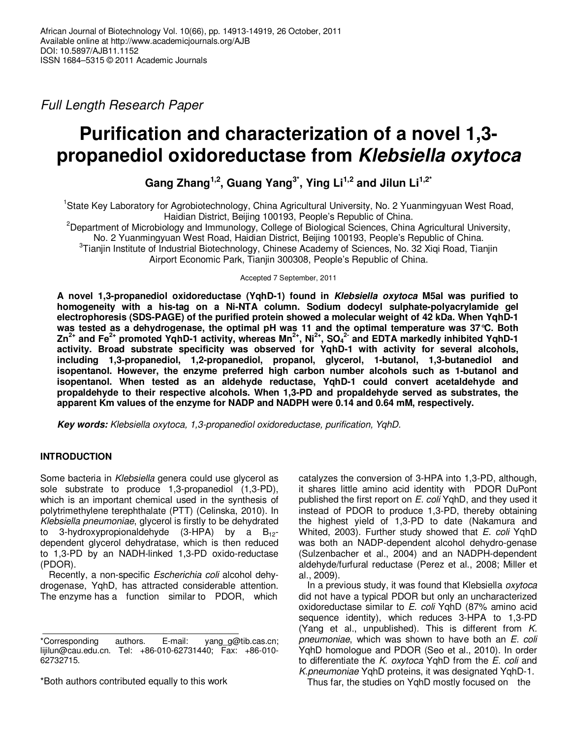*Full Length Research Paper*

# Purification and characterization of a novel 1,3-propanediol oxidoreductase from *Klebsiella oxytoca*

**Gang Zhang[1,2], Guang Yang[3*], Ying Li[1,2] and Jilun Li[1,2*]**

[1]State Key Laboratory for Agrobiotechnology, China Agricultural University, No. 2 Yuanmingyuan West Road, Haidian District, Beijing 100193, People's Republic of China.

[2]Department of Microbiology and Immunology, College of Biological Sciences, China Agricultural University, No. 2 Yuanmingyuan West Road, Haidian District, Beijing 100193, People's Republic of China.

[3]Tianjin Institute of Industrial Biotechnology, Chinese Academy of Sciences, No. 32 Xiqi Road, Tianjin Airport Economic Park, Tianjin 300308, People's Republic of China.

Accepted 7 September, 2011

**A novel 1,3-propanediol oxidoreductase (YqhD-1) found in *Klebsiella oxytoca* M5al was purified to homogeneity with a his-tag on a Ni-NTA column. Sodium dodecyl sulphate-polyacrylamide gel electrophoresis (SDS-PAGE) of the purified protein showed a molecular weight of 42 kDa. When YqhD-1 was tested as a dehydrogenase, the optimal pH was 11 and the optimal temperature was 37°C. Both $Zn^{2+}$ and $Fe^{2+}$ promoted YqhD-1 activity, whereas $Mn^{2+}$, $Ni^{2+}$, $SO_4^{2-}$ and EDTA markedly inhibited YqhD-1 activity. Broad substrate specificity was observed for YqhD-1 with activity for several alcohols, including 1,3-propanediol, 1,2-propanediol, propanol, glycerol, 1-butanol, 1,3-butanediol and isopentanol. However, the enzyme preferred high carbon number alcohols such as 1-butanol and isopentanol. When tested as an aldehyde reductase, YqhD-1 could convert acetaldehyde and propaldehyde to their respective alcohols. When 1,3-PD and propaldehyde served as substrates, the apparent Km values of the enzyme for NADP and NADPH were 0.14 and 0.64 mM, respectively.**

***Key words:*** *Klebsiella oxytoca, 1,3-propanediol oxidoreductase, purification, YqhD.*

## INTRODUCTION

Some bacteria in *Klebsiella* genera could use glycerol as sole substrate to produce 1,3-propanediol (1,3-PD), which is an important chemical used in the synthesis of polytrimethylene terephthalate (PTT) (Celinska, 2010). In *Klebsiella pneumoniae*, glycerol is firstly to be dehydrated to 3-hydroxypropionaldehyde (3-HPA) by a $B_{12}$-dependent glycerol dehydratase, which is then reduced to 1,3-PD by an NADH-linked 1,3-PD oxido-reductase (PDOR).

Recently, a non-specific *Escherichia coli* alcohol dehydrogenase, YqhD, has attracted considerable attention. The enzyme has a function similar to PDOR, which catalyzes the conversion of 3-HPA into 1,3-PD, although, it shares little amino acid identity with PDOR DuPont published the first report on *E. coli* YqhD, and they used it instead of PDOR to produce 1,3-PD, thereby obtaining the highest yield of 1,3-PD to date (Nakamura and Whited, 2003). Further study showed that *E. coli* YqhD was both an NADP-dependent alcohol dehydro-genase (Sulzenbacher et al., 2004) and an NADPH-dependent aldehyde/furfural reductase (Perez et al., 2008; Miller et al., 2009).

In a previous study, it was found that Klebsiella *oxytoca* did not have a typical PDOR but only an uncharacterized oxidoreductase similar to *E. coli* YqhD (87% amino acid sequence identity), which reduces 3-HPA to 1,3-PD (Yang et al., unpublished). This is different from *K. pneumoniae*, which was shown to have both an *E. coli* YqhD homologue and PDOR (Seo et al., 2010). In order to differentiate the *K. oxytoca* YqhD from the *E. coli* and *K.pneumoniae* YqhD proteins, it was designated YqhD-1.

Thus far, the studies on YqhD mostly focused on the

\*Corresponding authors. E-mail: yang_g@tib.cas.cn; lijilun@cau.edu.cn. Tel: +86-010-62731440; Fax: +86-010-62732715.

\*Both authors contributed equally to this work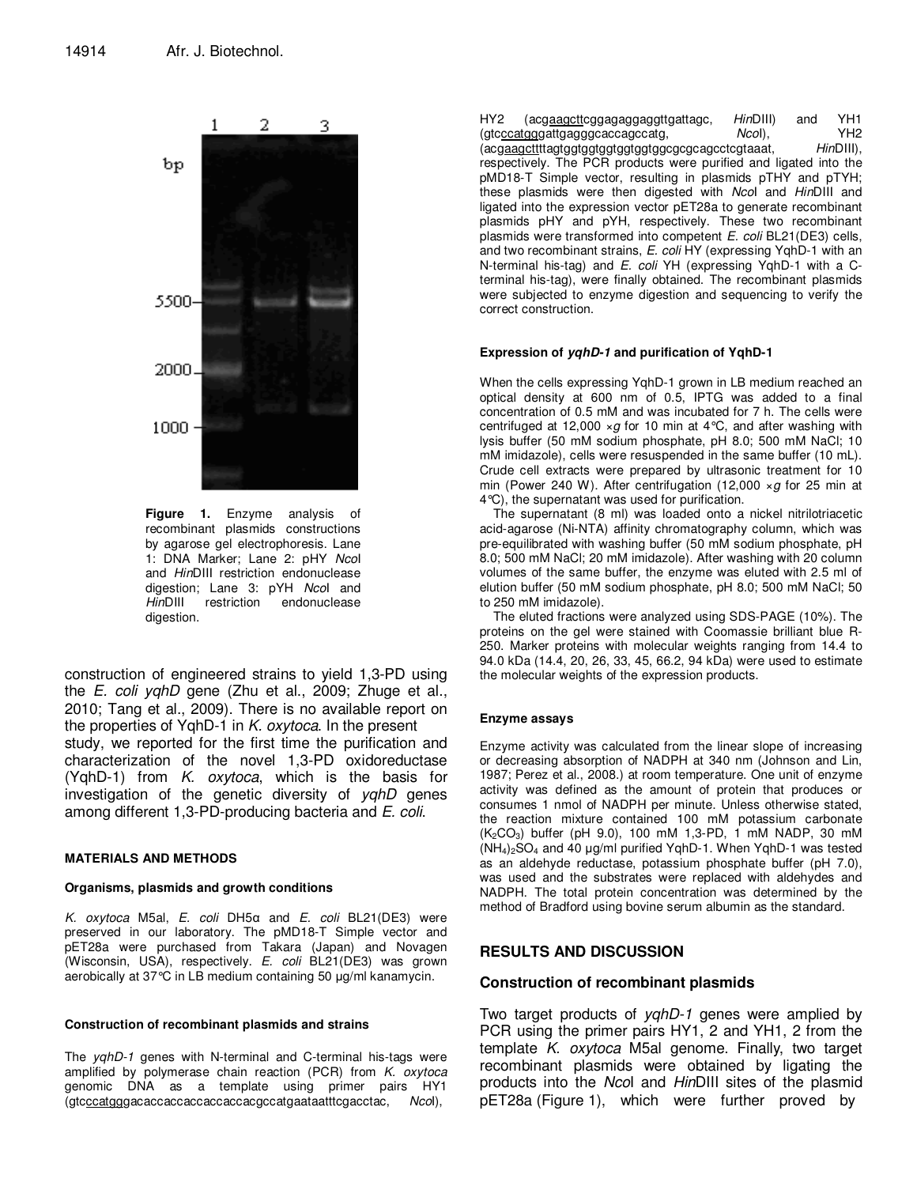Figure 1. Enzyme analysis of recombinant plasmids constructions by agarose gel electrophoresis. Lane 1: DNA Marker; Lane 2: pHY *Nco*I and *Hin*DIII restriction endonuclease digestion; Lane 3: pYH *Nco*I and *Hin*DIII restriction endonuclease digestion.

construction of engineered strains to yield 1,3-PD using the *E. coli yqhD* gene (Zhu et al., 2009; Zhuge et al., 2010; Tang et al., 2009). There is no available report on the properties of YqhD-1 in *K. oxytoca*. In the present study, we reported for the first time the purification and characterization of the novel 1,3-PD oxidoreductase (YqhD-1) from *K. oxytoca*, which is the basis for investigation of the genetic diversity of *yqhD* genes among different 1,3-PD-producing bacteria and *E. coli*.

## MATERIALS AND METHODS

### Organisms, plasmids and growth conditions

*K. oxytoca* M5al, *E. coli* DH5α and *E. coli* BL21(DE3) were preserved in our laboratory. The pMD18-T Simple vector and pET28a were purchased from Takara (Japan) and Novagen (Wisconsin, USA), respectively. *E. coli* BL21(DE3) was grown aerobically at 37°C in LB medium containing 50 µg/ml kanamycin.

### Construction of recombinant plasmids and strains

The *yqhD-1* genes with N-terminal and C-terminal his-tags were amplified by polymerase chain reaction (PCR) from *K. oxytoca* genomic DNA as a template using primer pairs HY1 (gtcccatgggacaccaccaccaccaccacgccatgaataatttcgacctac, *Nco*I), HY2 (acgaagcttcggagaggaggttgattagc, *Hin*DIII) and YH1 (gtcccatgggattgagggcaccagccatg, *Nco*I), YH2 (acgaagcttttagtggtggtggtggtggtggcgcgcagcctcgtaaat, *Hin*DIII), respectively. The PCR products were purified and ligated into the pMD18-T Simple vector, resulting in plasmids pTHY and pTYH; these plasmids were then digested with *Nco*I and *Hin*DIII and ligated into the expression vector pET28a to generate recombinant plasmids pHY and pYH, respectively. These two recombinant plasmids were transformed into competent *E. coli* BL21(DE3) cells, and two recombinant strains, *E. coli* HY (expressing YqhD-1 with an N-terminal his-tag) and *E. coli* YH (expressing YqhD-1 with a C-terminal his-tag), were finally obtained. The recombinant plasmids were subjected to enzyme digestion and sequencing to verify the correct construction.

### Expression of *yqhD-1* and purification of YqhD-1

When the cells expressing YqhD-1 grown in LB medium reached an optical density at 600 nm of 0.5, IPTG was added to a final concentration of 0.5 mM and was incubated for 7 h. The cells were centrifuged at 12,000 ×*g* for 10 min at 4°C, and after washing with lysis buffer (50 mM sodium phosphate, pH 8.0; 500 mM NaCl; 10 mM imidazole), cells were resuspended in the same buffer (10 mL). Crude cell extracts were prepared by ultrasonic treatment for 10 min (Power 240 W). After centrifugation (12,000 ×*g* for 25 min at 4°C), the supernatant was used for purification.

The supernatant (8 ml) was loaded onto a nickel nitrilotriacetic acid-agarose (Ni-NTA) affinity chromatography column, which was pre-equilibrated with washing buffer (50 mM sodium phosphate, pH 8.0; 500 mM NaCl; 20 mM imidazole). After washing with 20 column volumes of the same buffer, the enzyme was eluted with 2.5 ml of elution buffer (50 mM sodium phosphate, pH 8.0; 500 mM NaCl; 50 to 250 mM imidazole).

The eluted fractions were analyzed using SDS-PAGE (10%). The proteins on the gel were stained with Coomassie brilliant blue R-250. Marker proteins with molecular weights ranging from 14.4 to 94.0 kDa (14.4, 20, 26, 33, 45, 66.2, 94 kDa) were used to estimate the molecular weights of the expression products.

### Enzyme assays

Enzyme activity was calculated from the linear slope of increasing or decreasing absorption of NADPH at 340 nm (Johnson and Lin, 1987; Perez et al., 2008.) at room temperature. One unit of enzyme activity was defined as the amount of protein that produces or consumes 1 nmol of NADPH per minute. Unless otherwise stated, the reaction mixture contained 100 mM potassium carbonate ($K_2CO_3$) buffer (pH 9.0), 100 mM 1,3-PD, 1 mM NADP, 30 mM $(NH_4)_2SO_4$ and 40 µg/ml purified YqhD-1. When YqhD-1 was tested as an aldehyde reductase, potassium phosphate buffer (pH 7.0), was used and the substrates were replaced with aldehydes and NADPH. The total protein concentration was determined by the method of Bradford using bovine serum albumin as the standard.

## RESULTS AND DISCUSSION

### Construction of recombinant plasmids

Two target products of *yqhD-1* genes were amplied by PCR using the primer pairs HY1, 2 and YH1, 2 from the template *K. oxytoca* M5al genome. Finally, two target recombinant plasmids were obtained by ligating the products into the *Nco*I and *Hin*DIII sites of the plasmid pET28a (Figure 1), which were further proved by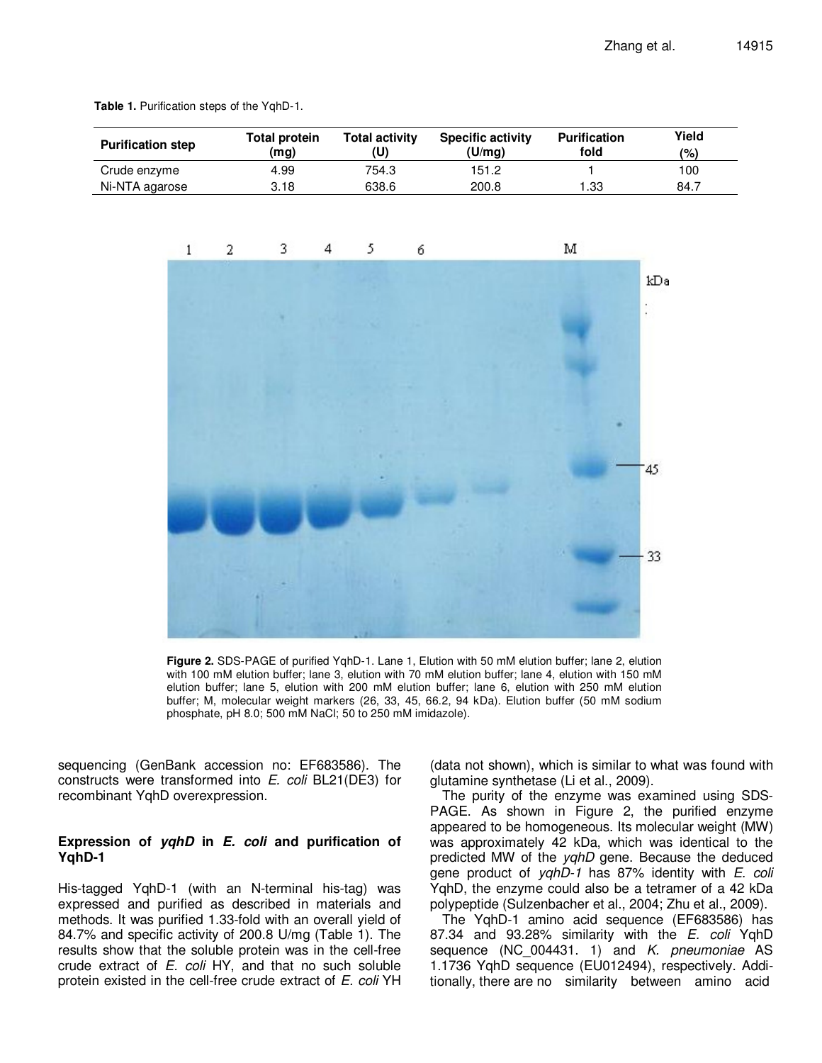**Table 1.** Purification steps of the YqhD-1.

| Purification step | Total protein (mg) | Total activity (U) | Specific activity (U/mg) | Purification fold | Yield (%) |
|---|---|---|---|---|---|
| Crude enzyme | 4.99 | 754.3 | 151.2 | 1 | 100 |
| Ni-NTA agarose | 3.18 | 638.6 | 200.8 | 1.33 | 84.7 |

**Figure 2.** SDS-PAGE of purified YqhD-1. Lane 1, Elution with 50 mM elution buffer; lane 2, elution with 100 mM elution buffer; lane 3, elution with 70 mM elution buffer; lane 4, elution with 150 mM elution buffer; lane 5, elution with 200 mM elution buffer; lane 6, elution with 250 mM elution buffer; M, molecular weight markers (26, 33, 45, 66.2, 94 kDa). Elution buffer (50 mM sodium phosphate, pH 8.0; 500 mM NaCl; 50 to 250 mM imidazole).

sequencing (GenBank accession no: EF683586). The constructs were transformed into *E. coli* BL21(DE3) for recombinant YqhD overexpression.

### Expression of *yqhD* in *E. coli* and purification of YqhD-1

His-tagged YqhD-1 (with an N-terminal his-tag) was expressed and purified as described in materials and methods. It was purified 1.33-fold with an overall yield of 84.7% and specific activity of 200.8 U/mg (Table 1). The results show that the soluble protein was in the cell-free crude extract of *E. coli* HY, and that no such soluble protein existed in the cell-free crude extract of *E. coli* YH (data not shown), which is similar to what was found with glutamine synthetase (Li et al., 2009).

The purity of the enzyme was examined using SDS-PAGE. As shown in Figure 2, the purified enzyme appeared to be homogeneous. Its molecular weight (MW) was approximately 42 kDa, which was identical to the predicted MW of the *yqhD* gene. Because the deduced gene product of *yqhD-1* has 87% identity with *E. coli* YqhD, the enzyme could also be a tetramer of a 42 kDa polypeptide (Sulzenbacher et al., 2004; Zhu et al., 2009).

The YqhD-1 amino acid sequence (EF683586) has 87.34 and 93.28% similarity with the *E. coli* YqhD sequence (NC_004431. 1) and *K. pneumoniae* AS 1.1736 YqhD sequence (EU012494), respectively. Additionally, there are no similarity between amino acid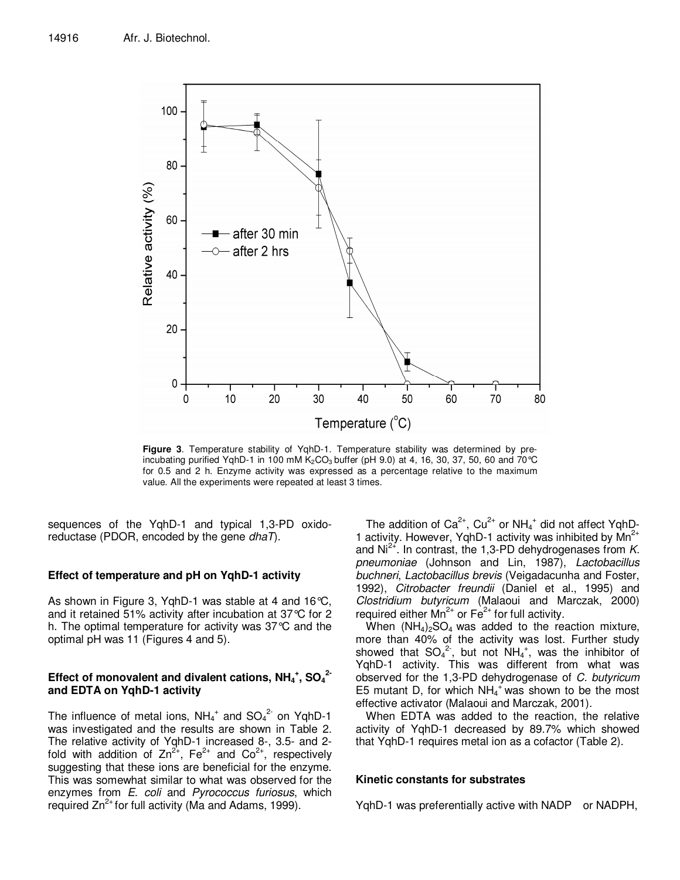**Figure 3**. Temperature stability of YqhD-1. Temperature stability was determined by pre-incubating purified YqhD-1 in 100 mM $K_2CO_3$ buffer (pH 9.0) at 4, 16, 30, 37, 50, 60 and 70°C for 0.5 and 2 h. Enzyme activity was expressed as a percentage relative to the maximum value. All the experiments were repeated at least 3 times.

sequences of the YqhD-1 and typical 1,3-PD oxido-reductase (PDOR, encoded by the gene *dhaT*).

### Effect of temperature and pH on YqhD-1 activity

As shown in Figure 3, YqhD-1 was stable at 4 and 16°C, and it retained 51% activity after incubation at 37°C for 2 h. The optimal temperature for activity was 37°C and the optimal pH was 11 (Figures 4 and 5).

### Effect of monovalent and divalent cations, $NH_4^+$, $SO_4^{2-}$ and EDTA on YqhD-1 activity

The influence of metal ions, $NH_4^+$ and $SO_4^{2-}$ on YqhD-1 was investigated and the results are shown in Table 2. The relative activity of YqhD-1 increased 8-, 3.5- and 2-fold with addition of $Zn^{2+}$, $Fe^{2+}$ and $Co^{2+}$, respectively suggesting that these ions are beneficial for the enzyme. This was somewhat similar to what was observed for the enzymes from *E. coli* and *Pyrococcus furiosus*, which required $Zn^{2+}$ for full activity (Ma and Adams, 1999).

The addition of $Ca^{2+}$, $Cu^{2+}$ or $NH_4^+$ did not affect YqhD-1 activity. However, YqhD-1 activity was inhibited by $Mn^{2+}$ and $Ni^{2+}$. In contrast, the 1,3-PD dehydrogenases from *K. pneumoniae* (Johnson and Lin, 1987), *Lactobacillus buchneri*, *Lactobacillus brevis* (Veigadacunha and Foster, 1992), *Citrobacter freundii* (Daniel et al., 1995) and *Clostridium butyricum* (Malaoui and Marczak, 2000) required either $Mn^{2+}$ or $Fe^{2+}$ for full activity.

When $(NH_4)_2SO_4$ was added to the reaction mixture, more than 40% of the activity was lost. Further study showed that $SO_4^{2-}$, but not $NH_4^+$, was the inhibitor of YqhD-1 activity. This was different from what was observed for the 1,3-PD dehydrogenase of *C. butyricum* E5 mutant D, for which $NH_4^+$ was shown to be the most effective activator (Malaoui and Marczak, 2001).

When EDTA was added to the reaction, the relative activity of YqhD-1 decreased by 89.7% which showed that YqhD-1 requires metal ion as a cofactor (Table 2).

### Kinetic constants for substrates

YqhD-1 was preferentially active with NADP or NADPH,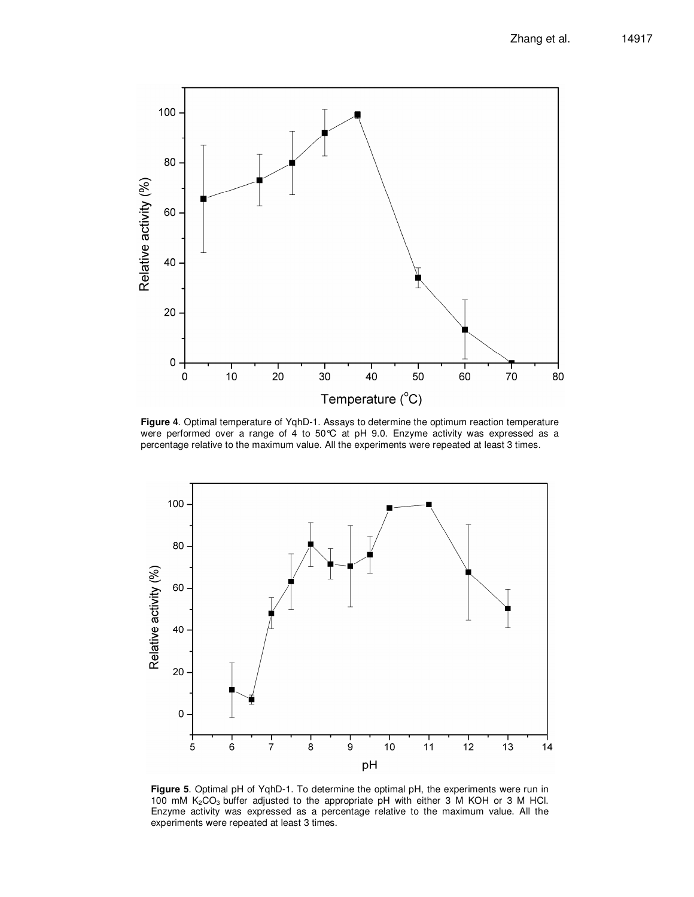**Figure 4**. Optimal temperature of YqhD-1. Assays to determine the optimum reaction temperature were performed over a range of 4 to 50°C at pH 9.0. Enzyme activity was expressed as a percentage relative to the maximum value. All the experiments were repeated at least 3 times.

**Figure 5**. Optimal pH of YqhD-1. To determine the optimal pH, the experiments were run in 100 mM $K_2CO_3$ buffer adjusted to the appropriate pH with either 3 M KOH or 3 M HCl. Enzyme activity was expressed as a percentage relative to the maximum value. All the experiments were repeated at least 3 times.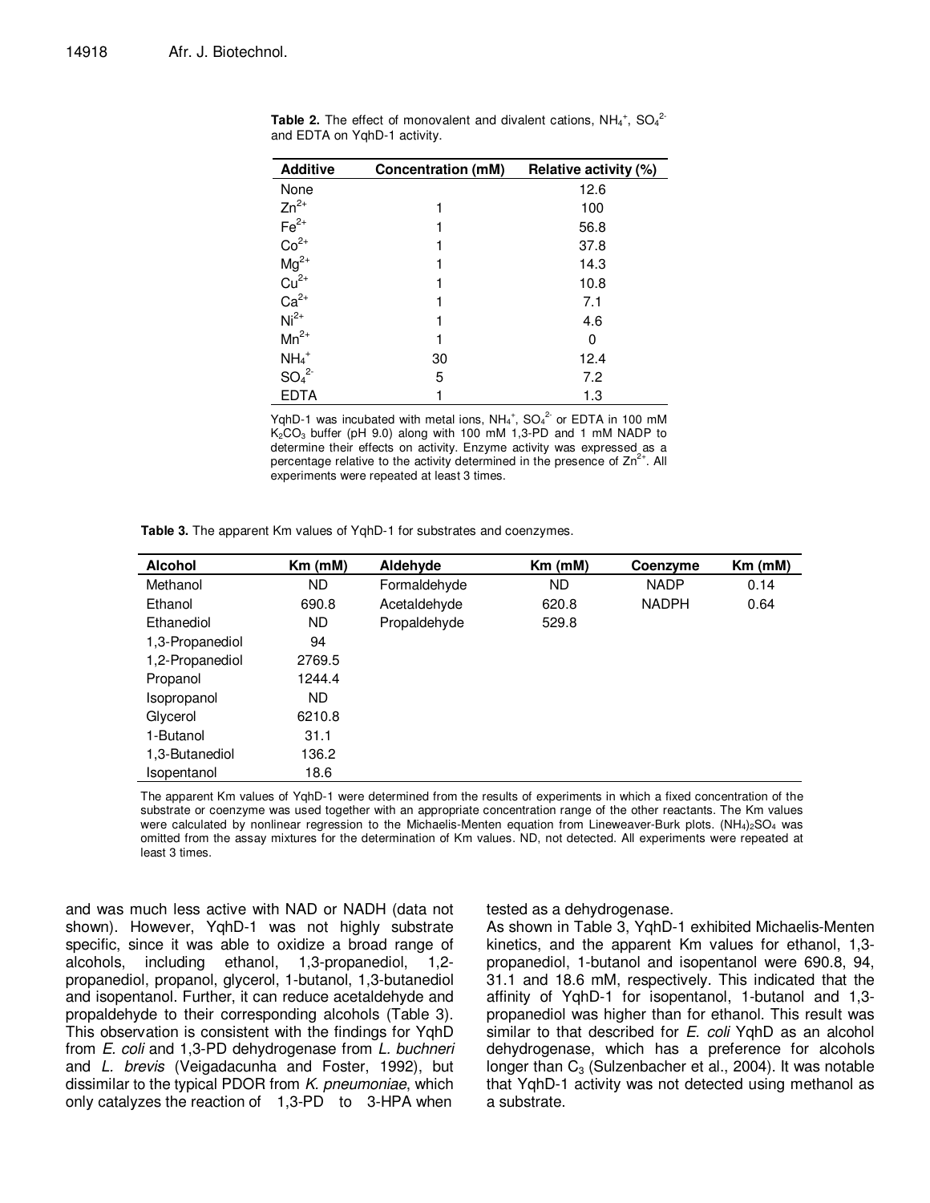**Table 2.** The effect of monovalent and divalent cations, $NH_4^+$, $SO_4^{2-}$ and EDTA on YqhD-1 activity.

| Additive | Concentration (mM) | Relative activity (%) |
|---|---|---|
| None | | 12.6 |
| $Zn^{2+}$ | 1 | 100 |
| $Fe^{2+}$ | 1 | 56.8 |
| $Co^{2+}$ | 1 | 37.8 |
| $Mg^{2+}$ | 1 | 14.3 |
| $Cu^{2+}$ | 1 | 10.8 |
| $Ca^{2+}$ | 1 | 7.1 |
| $Ni^{2+}$ | 1 | 4.6 |
| $Mn^{2+}$ | 1 | 0 |
| $NH_4^+$ | 30 | 12.4 |
| $SO_4^{2-}$ | 5 | 7.2 |
| EDTA | 1 | 1.3 |

YqhD-1 was incubated with metal ions, $NH_4^+$, $SO_4^{2-}$ or EDTA in 100 mM $K_2CO_3$ buffer (pH 9.0) along with 100 mM 1,3-PD and 1 mM NADP to determine their effects on activity. Enzyme activity was expressed as a percentage relative to the activity determined in the presence of $Zn^{2+}$. All experiments were repeated at least 3 times.

**Table 3.** The apparent Km values of YqhD-1 for substrates and coenzymes.

| Alcohol | Km (mM) | Aldehyde | Km (mM) | Coenzyme | Km (mM) |
|---|---|---|---|---|---|
| Methanol | ND | Formaldehyde | ND | NADP | 0.14 |
| Ethanol | 690.8 | Acetaldehyde | 620.8 | NADPH | 0.64 |
| Ethanediol | ND | Propaldehyde | 529.8 | | |
| 1,3-Propanediol | 94 | | | | |
| 1,2-Propanediol | 2769.5 | | | | |
| Propanol | 1244.4 | | | | |
| Isopropanol | ND | | | | |
| Glycerol | 6210.8 | | | | |
| 1-Butanol | 31.1 | | | | |
| 1,3-Butanediol | 136.2 | | | | |
| Isopentanol | 18.6 | | | | |

The apparent Km values of YqhD-1 were determined from the results of experiments in which a fixed concentration of the substrate or coenzyme was used together with an appropriate concentration range of the other reactants. The Km values were calculated by nonlinear regression to the Michaelis-Menten equation from Lineweaver-Burk plots. $(NH_4)_2SO_4$ was omitted from the assay mixtures for the determination of Km values. ND, not detected. All experiments were repeated at least 3 times.

and was much less active with NAD or NADH (data not shown). However, YqhD-1 was not highly substrate specific, since it was able to oxidize a broad range of alcohols, including ethanol, 1,3-propanediol, 1,2-propanediol, propanol, glycerol, 1-butanol, 1,3-butanediol and isopentanol. Further, it can reduce acetaldehyde and propaldehyde to their corresponding alcohols (Table 3). This observation is consistent with the findings for YqhD from *E. coli* and 1,3-PD dehydrogenase from *L. buchneri* and *L. brevis* (Veigadacunha and Foster, 1992), but dissimilar to the typical PDOR from *K. pneumoniae*, which only catalyzes the reaction of 1,3-PD to 3-HPA when tested as a dehydrogenase.

As shown in Table 3, YqhD-1 exhibited Michaelis-Menten kinetics, and the apparent Km values for ethanol, 1,3-propanediol, 1-butanol and isopentanol were 690.8, 94, 31.1 and 18.6 mM, respectively. This indicated that the affinity of YqhD-1 for isopentanol, 1-butanol and 1,3-propanediol was higher than for ethanol. This result was similar to that described for *E. coli* YqhD as an alcohol dehydrogenase, which has a preference for alcohols longer than $C_3$ (Sulzenbacher et al., 2004). It was notable that YqhD-1 activity was not detected using methanol as a substrate.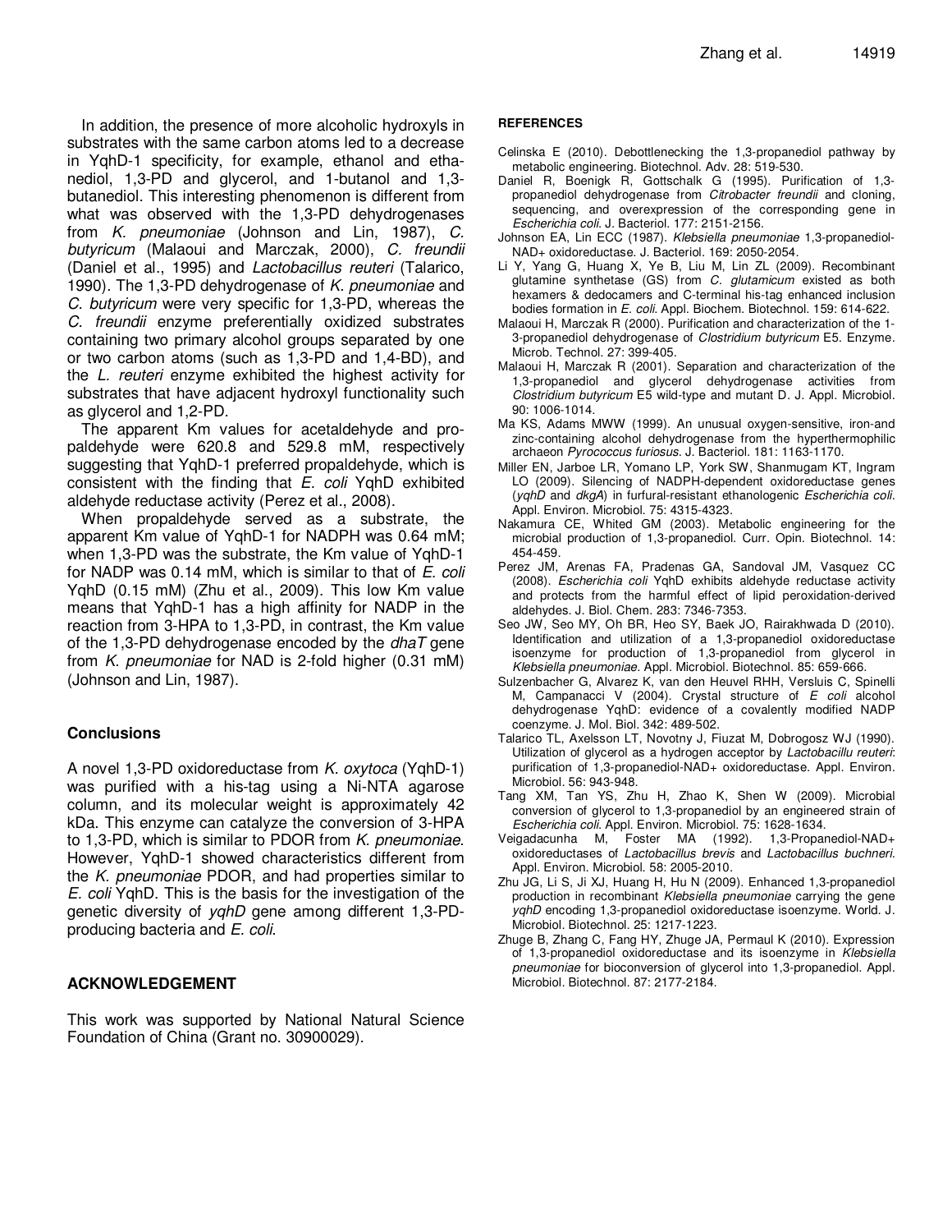In addition, the presence of more alcoholic hydroxyls in substrates with the same carbon atoms led to a decrease in YqhD-1 specificity, for example, ethanol and ethanediol, 1,3-PD and glycerol, and 1-butanol and 1,3-butanediol. This interesting phenomenon is different from what was observed with the 1,3-PD dehydrogenases from *K. pneumoniae* (Johnson and Lin, 1987), *C. butyricum* (Malaoui and Marczak, 2000), *C. freundii* (Daniel et al., 1995) and *Lactobacillus reuteri* (Talarico, 1990). The 1,3-PD dehydrogenase of *K. pneumoniae* and *C. butyricum* were very specific for 1,3-PD, whereas the *C. freundii* enzyme preferentially oxidized substrates containing two primary alcohol groups separated by one or two carbon atoms (such as 1,3-PD and 1,4-BD), and the *L. reuteri* enzyme exhibited the highest activity for substrates that have adjacent hydroxyl functionality such as glycerol and 1,2-PD.

The apparent Km values for acetaldehyde and propaldehyde were 620.8 and 529.8 mM, respectively suggesting that YqhD-1 preferred propaldehyde, which is consistent with the finding that *E. coli* YqhD exhibited aldehyde reductase activity (Perez et al., 2008).

When propaldehyde served as a substrate, the apparent Km value of YqhD-1 for NADPH was 0.64 mM; when 1,3-PD was the substrate, the Km value of YqhD-1 for NADP was 0.14 mM, which is similar to that of *E. coli* YqhD (0.15 mM) (Zhu et al., 2009). This low Km value means that YqhD-1 has a high affinity for NADP in the reaction from 3-HPA to 1,3-PD, in contrast, the Km value of the 1,3-PD dehydrogenase encoded by the *dhaT* gene from *K. pneumoniae* for NAD is 2-fold higher (0.31 mM) (Johnson and Lin, 1987).

## Conclusions

A novel 1,3-PD oxidoreductase from *K. oxytoca* (YqhD-1) was purified with a his-tag using a Ni-NTA agarose column, and its molecular weight is approximately 42 kDa. This enzyme can catalyze the conversion of 3-HPA to 1,3-PD, which is similar to PDOR from *K. pneumoniae*. However, YqhD-1 showed characteristics different from the *K. pneumoniae* PDOR, and had properties similar to *E. coli* YqhD. This is the basis for the investigation of the genetic diversity of *yqhD* gene among different 1,3-PD-producing bacteria and *E. coli*.

## ACKNOWLEDGEMENT

This work was supported by National Natural Science Foundation of China (Grant no. 30900029).

## REFERENCES

Celinska E (2010). Debottlenecking the 1,3-propanediol pathway by metabolic engineering. Biotechnol. Adv. 28: 519-530.

Daniel R, Boenigk R, Gottschalk G (1995). Purification of 1,3-propanediol dehydrogenase from *Citrobacter freundii* and cloning, sequencing, and overexpression of the corresponding gene in *Escherichia coli*. J. Bacteriol. 177: 2151-2156.

Johnson EA, Lin ECC (1987). *Klebsiella pneumoniae* 1,3-propanediol-NAD+ oxidoreductase. J. Bacteriol. 169: 2050-2054.

Li Y, Yang G, Huang X, Ye B, Liu M, Lin ZL (2009). Recombinant glutamine synthetase (GS) from *C. glutamicum* existed as both hexamers & dedocamers and C-terminal his-tag enhanced inclusion bodies formation in *E. coli*. Appl. Biochem. Biotechnol. 159: 614-622.

Malaoui H, Marczak R (2000). Purification and characterization of the 1-3-propanediol dehydrogenase of *Clostridium butyricum* E5. Enzyme. Microb. Technol. 27: 399-405.

Malaoui H, Marczak R (2001). Separation and characterization of the 1,3-propanediol and glycerol dehydrogenase activities from *Clostridium butyricum* E5 wild-type and mutant D. J. Appl. Microbiol. 90: 1006-1014.

Ma KS, Adams MWW (1999). An unusual oxygen-sensitive, iron-and zinc-containing alcohol dehydrogenase from the hyperthermophilic archaeon *Pyrococcus furiosus*. J. Bacteriol. 181: 1163-1170.

Miller EN, Jarboe LR, Yomano LP, York SW, Shanmugam KT, Ingram LO (2009). Silencing of NADPH-dependent oxidoreductase genes (*yqhD* and *dkgA*) in furfural-resistant ethanologenic *Escherichia coli*. Appl. Environ. Microbiol. 75: 4315-4323.

Nakamura CE, Whited GM (2003). Metabolic engineering for the microbial production of 1,3-propanediol. Curr. Opin. Biotechnol. 14: 454-459.

Perez JM, Arenas FA, Pradenas GA, Sandoval JM, Vasquez CC (2008). *Escherichia coli* YqhD exhibits aldehyde reductase activity and protects from the harmful effect of lipid peroxidation-derived aldehydes. J. Biol. Chem. 283: 7346-7353.

Seo JW, Seo MY, Oh BR, Heo SY, Baek JO, Rairakhwada D (2010). Identification and utilization of a 1,3-propanediol oxidoreductase isoenzyme for production of 1,3-propanediol from glycerol in *Klebsiella pneumoniae*. Appl. Microbiol. Biotechnol. 85: 659-666.

Sulzenbacher G, Alvarez K, van den Heuvel RHH, Versluis C, Spinelli M, Campanacci V (2004). Crystal structure of *E coli* alcohol dehydrogenase YqhD: evidence of a covalently modified NADP coenzyme. J. Mol. Biol. 342: 489-502.

Talarico TL, Axelsson LT, Novotny J, Fiuzat M, Dobrogosz WJ (1990). Utilization of glycerol as a hydrogen acceptor by *Lactobacillu reuteri*: purification of 1,3-propanediol-NAD+ oxidoreductase. Appl. Environ. Microbiol. 56: 943-948.

Tang XM, Tan YS, Zhu H, Zhao K, Shen W (2009). Microbial conversion of glycerol to 1,3-propanediol by an engineered strain of *Escherichia coli*. Appl. Environ. Microbiol. 75: 1628-1634.

Veigadacunha M, Foster MA (1992). 1,3-Propanediol-NAD+ oxidoreductases of *Lactobacillus brevis* and *Lactobacillus buchneri*. Appl. Environ. Microbiol. 58: 2005-2010.

Zhu JG, Li S, Ji XJ, Huang H, Hu N (2009). Enhanced 1,3-propanediol production in recombinant *Klebsiella pneumoniae* carrying the gene *yqhD* encoding 1,3-propanediol oxidoreductase isoenzyme. World. J. Microbiol. Biotechnol. 25: 1217-1223.

Zhuge B, Zhang C, Fang HY, Zhuge JA, Permaul K (2010). Expression of 1,3-propanediol oxidoreductase and its isoenzyme in *Klebsiella pneumoniae* for bioconversion of glycerol into 1,3-propanediol. Appl. Microbiol. Biotechnol. 87: 2177-2184.